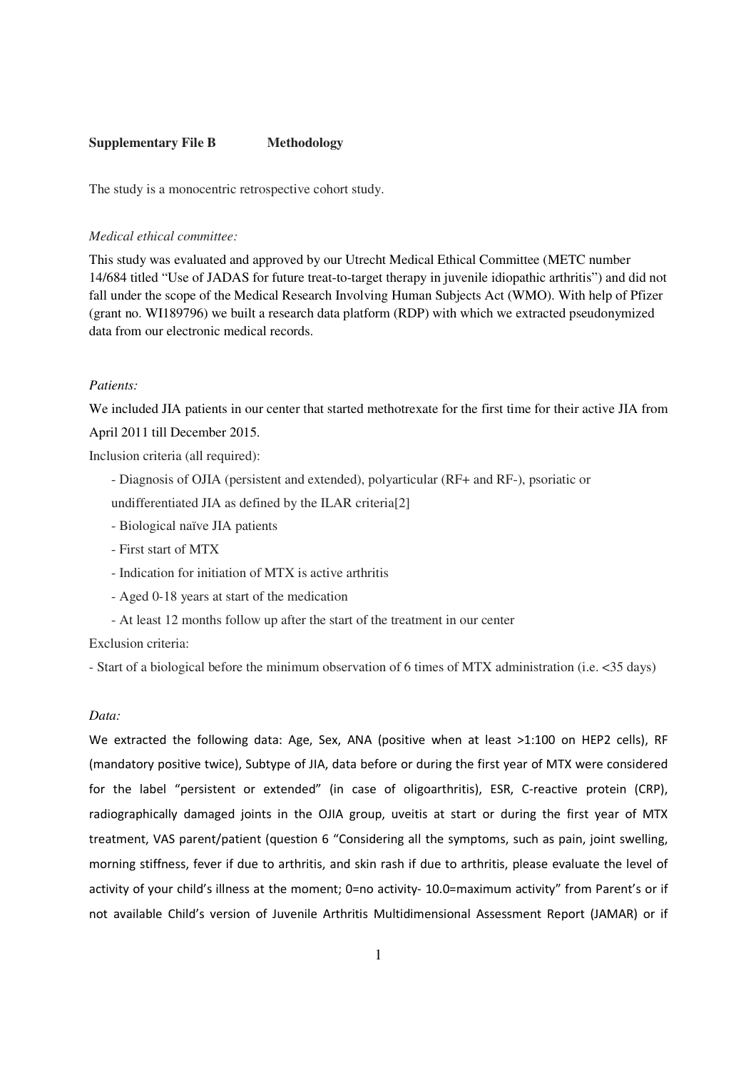**Supplementary File B Methodology**

The study is a monocentric retrospective cohort study.

*Medical ethical committee:*

This study was evaluated and approved by our Utrecht Medical Ethical Committee (METC number 14/684 titled "Use of JADAS for future treat-to-target therapy in juvenile idiopathic arthritis") and did not fall under the scope of the Medical Research Involving Human Subjects Act (WMO). With help of Pfizer (grant no. WI189796) we built a research data platform (RDP) with which we extracted pseudonymized data from our electronic medical records.

*Patients:*

We included JIA patients in our center that started methotrexate for the first time for their active JIA from April 2011 till December 2015.

Inclusion criteria (all required):

- Diagnosis of OJIA (persistent and extended), polyarticular (RF+ and RF-), psoriatic or undifferentiated JIA as defined by the ILAR criteria[2]
- Biological naïve JIA patients
- First start of MTX
- Indication for initiation of MTX is active arthritis
- Aged 0-18 years at start of the medication
- At least 12 months follow up after the start of the treatment in our center

Exclusion criteria:

- Start of a biological before the minimum observation of 6 times of MTX administration (i.e. <35 days)

*Data:*

We extracted the following data: Age, Sex, ANA (positive when at least >1:100 on HEP2 cells), RF (mandatory positive twice), Subtype of JIA, data before or during the first year of MTX were considered for the label "persistent or extended" (in case of oligoarthritis), ESR, C-reactive protein (CRP), radiographically damaged joints in the OJIA group, uveitis at start or during the first year of MTX treatment, VAS parent/patient (question 6 "Considering all the symptoms, such as pain, joint swelling, morning stiffness, fever if due to arthritis, and skin rash if due to arthritis, please evaluate the level of activity of your child's illness at the moment; 0=no activity- 10.0=maximum activity" from Parent's or if not available Child's version of Juvenile Arthritis Multidimensional Assessment Report (JAMAR) or if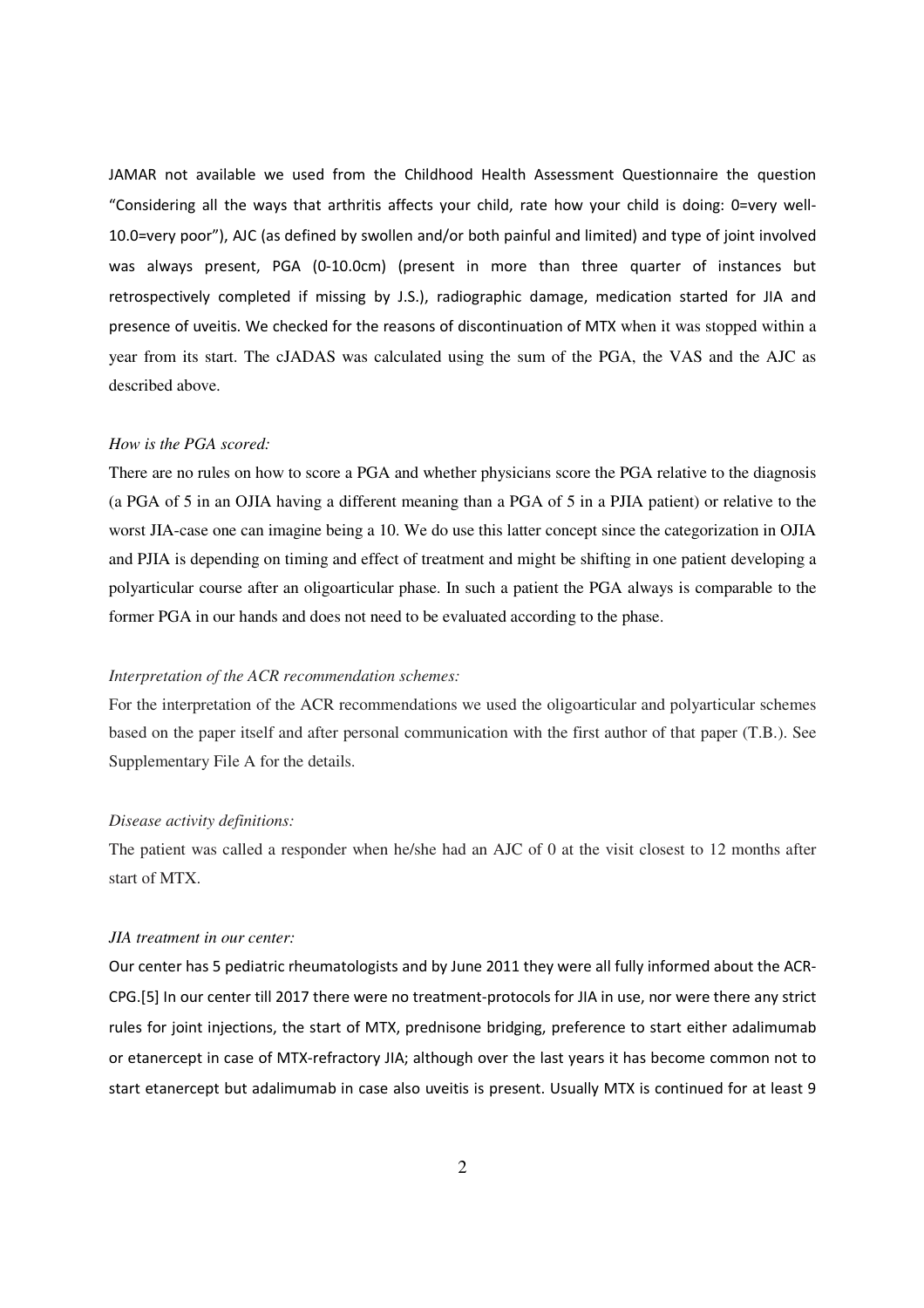JAMAR not available we used from the Childhood Health Assessment Questionnaire the question "Considering all the ways that arthritis affects your child, rate how your child is doing: 0=very well-10.0=very poor"), AJC (as defined by swollen and/or both painful and limited) and type of joint involved was always present, PGA (0-10.0cm) (present in more than three quarter of instances but retrospectively completed if missing by J.S.), radiographic damage, medication started for JIA and presence of uveitis. We checked for the reasons of discontinuation of MTX when it was stopped within a year from its start. The cJADAS was calculated using the sum of the PGA, the VAS and the AJC as described above.

*How is the PGA scored:*

There are no rules on how to score a PGA and whether physicians score the PGA relative to the diagnosis (a PGA of 5 in an OJIA having a different meaning than a PGA of 5 in a PJIA patient) or relative to the worst JIA-case one can imagine being a 10. We do use this latter concept since the categorization in OJIA and PJIA is depending on timing and effect of treatment and might be shifting in one patient developing a polyarticular course after an oligoarticular phase. In such a patient the PGA always is comparable to the former PGA in our hands and does not need to be evaluated according to the phase.

*Interpretation of the ACR recommendation schemes:*

For the interpretation of the ACR recommendations we used the oligoarticular and polyarticular schemes based on the paper itself and after personal communication with the first author of that paper (T.B.). See Supplementary File A for the details.

*Disease activity definitions:*

The patient was called a responder when he/she had an AJC of 0 at the visit closest to 12 months after start of MTX.

*JIA treatment in our center:*

Our center has 5 pediatric rheumatologists and by June 2011 they were all fully informed about the ACR-CPG.[5] In our center till 2017 there were no treatment-protocols for JIA in use, nor were there any strict rules for joint injections, the start of MTX, prednisone bridging, preference to start either adalimumab or etanercept in case of MTX-refractory JIA; although over the last years it has become common not to start etanercept but adalimumab in case also uveitis is present. Usually MTX is continued for at least 9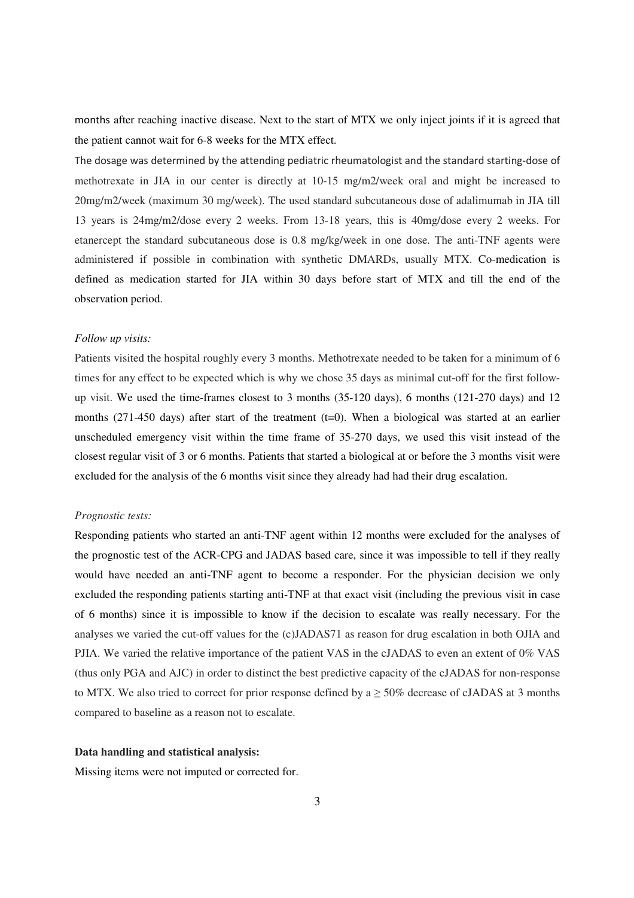months after reaching inactive disease. Next to the start of MTX we only inject joints if it is agreed that the patient cannot wait for 6-8 weeks for the MTX effect.

The dosage was determined by the attending pediatric rheumatologist and the standard starting-dose of methotrexate in JIA in our center is directly at 10-15 mg/m2/week oral and might be increased to 20mg/m2/week (maximum 30 mg/week). The used standard subcutaneous dose of adalimumab in JIA till 13 years is 24mg/m2/dose every 2 weeks. From 13-18 years, this is 40mg/dose every 2 weeks. For etanercept the standard subcutaneous dose is 0.8 mg/kg/week in one dose. The anti-TNF agents were administered if possible in combination with synthetic DMARDs, usually MTX. Co-medication is defined as medication started for JIA within 30 days before start of MTX and till the end of the observation period.

*Follow up visits:*

Patients visited the hospital roughly every 3 months. Methotrexate needed to be taken for a minimum of 6 times for any effect to be expected which is why we chose 35 days as minimal cut-off for the first follow-up visit. We used the time-frames closest to 3 months (35-120 days), 6 months (121-270 days) and 12 months (271-450 days) after start of the treatment (t=0). When a biological was started at an earlier unscheduled emergency visit within the time frame of 35-270 days, we used this visit instead of the closest regular visit of 3 or 6 months. Patients that started a biological at or before the 3 months visit were excluded for the analysis of the 6 months visit since they already had had their drug escalation.

*Prognostic tests:*

Responding patients who started an anti-TNF agent within 12 months were excluded for the analyses of the prognostic test of the ACR-CPG and JADAS based care, since it was impossible to tell if they really would have needed an anti-TNF agent to become a responder. For the physician decision we only excluded the responding patients starting anti-TNF at that exact visit (including the previous visit in case of 6 months) since it is impossible to know if the decision to escalate was really necessary. For the analyses we varied the cut-off values for the (c)JADAS71 as reason for drug escalation in both OJIA and PJIA. We varied the relative importance of the patient VAS in the cJADAS to even an extent of 0% VAS (thus only PGA and AJC) in order to distinct the best predictive capacity of the cJADAS for non-response to MTX. We also tried to correct for prior response defined by a $\geq$ 50% decrease of cJADAS at 3 months compared to baseline as a reason not to escalate.

**Data handling and statistical analysis:**

Missing items were not imputed or corrected for.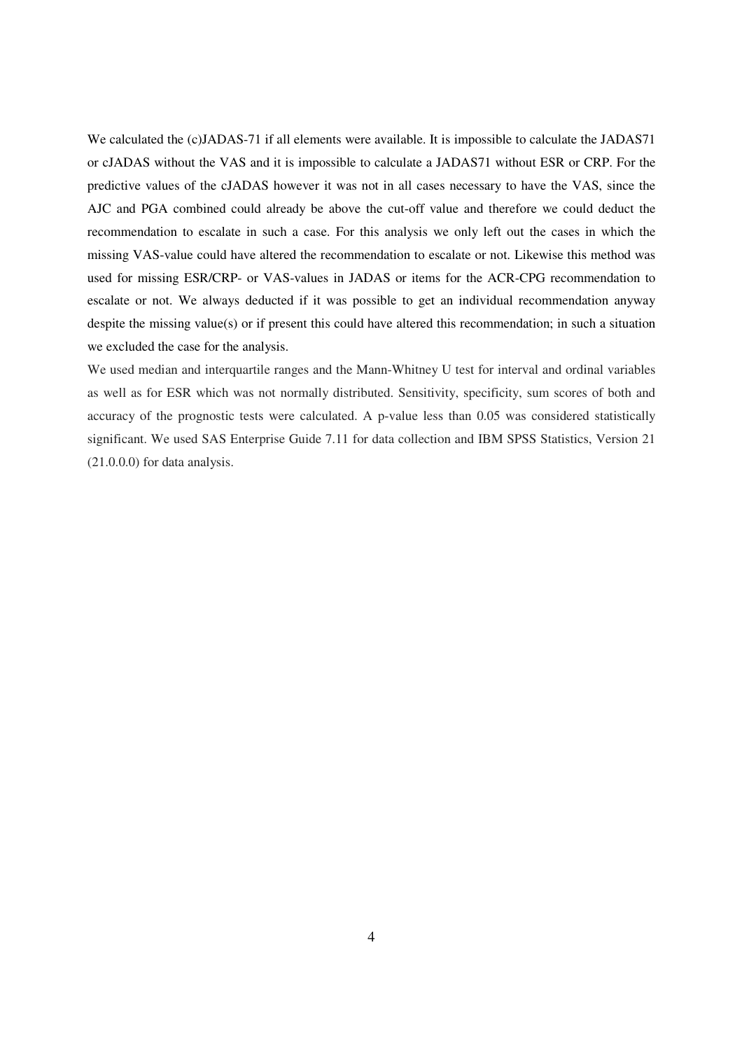We calculated the (c)JADAS-71 if all elements were available. It is impossible to calculate the JADAS71 or cJADAS without the VAS and it is impossible to calculate a JADAS71 without ESR or CRP. For the predictive values of the cJADAS however it was not in all cases necessary to have the VAS, since the AJC and PGA combined could already be above the cut-off value and therefore we could deduct the recommendation to escalate in such a case. For this analysis we only left out the cases in which the missing VAS-value could have altered the recommendation to escalate or not. Likewise this method was used for missing ESR/CRP- or VAS-values in JADAS or items for the ACR-CPG recommendation to escalate or not. We always deducted if it was possible to get an individual recommendation anyway despite the missing value(s) or if present this could have altered this recommendation; in such a situation we excluded the case for the analysis.

We used median and interquartile ranges and the Mann-Whitney U test for interval and ordinal variables as well as for ESR which was not normally distributed. Sensitivity, specificity, sum scores of both and accuracy of the prognostic tests were calculated. A p-value less than 0.05 was considered statistically significant. We used SAS Enterprise Guide 7.11 for data collection and IBM SPSS Statistics, Version 21 (21.0.0.0) for data analysis.